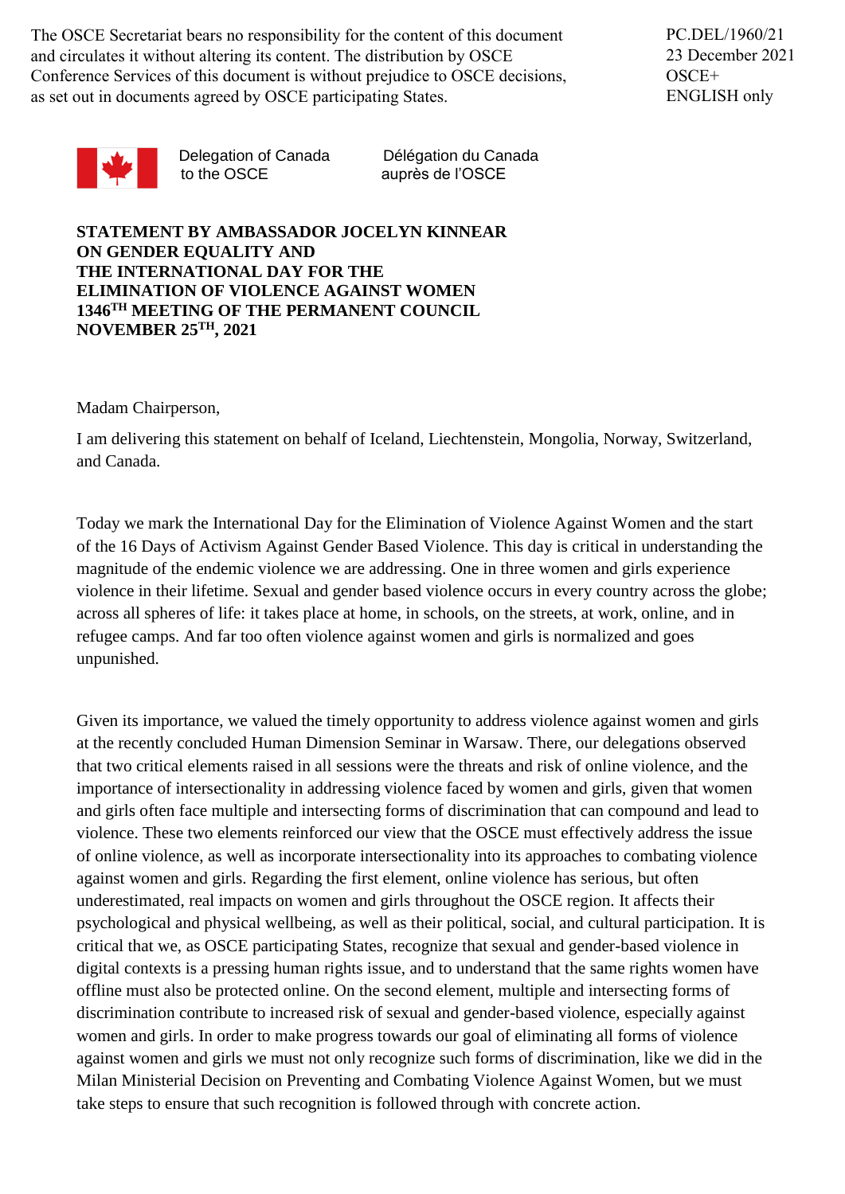The OSCE Secretariat bears no responsibility for the content of this document and circulates it without altering its content. The distribution by OSCE Conference Services of this document is without prejudice to OSCE decisions, as set out in documents agreed by OSCE participating States.

PC.DEL/1960/21
23 December 2021
OSCE+
ENGLISH only

Delegation of Canada to the OSCE — Délégation du Canada auprès de l'OSCE

**STATEMENT BY AMBASSADOR JOCELYN KINNEAR ON GENDER EQUALITY AND THE INTERNATIONAL DAY FOR THE ELIMINATION OF VIOLENCE AGAINST WOMEN 1346TH MEETING OF THE PERMANENT COUNCIL NOVEMBER 25TH, 2021**

Madam Chairperson,

I am delivering this statement on behalf of Iceland, Liechtenstein, Mongolia, Norway, Switzerland, and Canada.

Today we mark the International Day for the Elimination of Violence Against Women and the start of the 16 Days of Activism Against Gender Based Violence. This day is critical in understanding the magnitude of the endemic violence we are addressing. One in three women and girls experience violence in their lifetime. Sexual and gender based violence occurs in every country across the globe; across all spheres of life: it takes place at home, in schools, on the streets, at work, online, and in refugee camps. And far too often violence against women and girls is normalized and goes unpunished.

Given its importance, we valued the timely opportunity to address violence against women and girls at the recently concluded Human Dimension Seminar in Warsaw. There, our delegations observed that two critical elements raised in all sessions were the threats and risk of online violence, and the importance of intersectionality in addressing violence faced by women and girls, given that women and girls often face multiple and intersecting forms of discrimination that can compound and lead to violence. These two elements reinforced our view that the OSCE must effectively address the issue of online violence, as well as incorporate intersectionality into its approaches to combating violence against women and girls. Regarding the first element, online violence has serious, but often underestimated, real impacts on women and girls throughout the OSCE region. It affects their psychological and physical wellbeing, as well as their political, social, and cultural participation. It is critical that we, as OSCE participating States, recognize that sexual and gender-based violence in digital contexts is a pressing human rights issue, and to understand that the same rights women have offline must also be protected online. On the second element, multiple and intersecting forms of discrimination contribute to increased risk of sexual and gender-based violence, especially against women and girls. In order to make progress towards our goal of eliminating all forms of violence against women and girls we must not only recognize such forms of discrimination, like we did in the Milan Ministerial Decision on Preventing and Combating Violence Against Women, but we must take steps to ensure that such recognition is followed through with concrete action.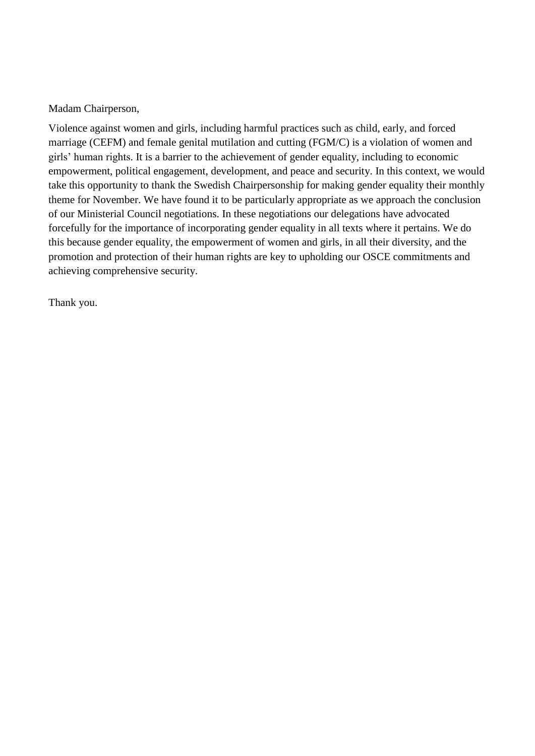Madam Chairperson,

Violence against women and girls, including harmful practices such as child, early, and forced marriage (CEFM) and female genital mutilation and cutting (FGM/C) is a violation of women and girls' human rights. It is a barrier to the achievement of gender equality, including to economic empowerment, political engagement, development, and peace and security. In this context, we would take this opportunity to thank the Swedish Chairpersonship for making gender equality their monthly theme for November. We have found it to be particularly appropriate as we approach the conclusion of our Ministerial Council negotiations. In these negotiations our delegations have advocated forcefully for the importance of incorporating gender equality in all texts where it pertains. We do this because gender equality, the empowerment of women and girls, in all their diversity, and the promotion and protection of their human rights are key to upholding our OSCE commitments and achieving comprehensive security.

Thank you.